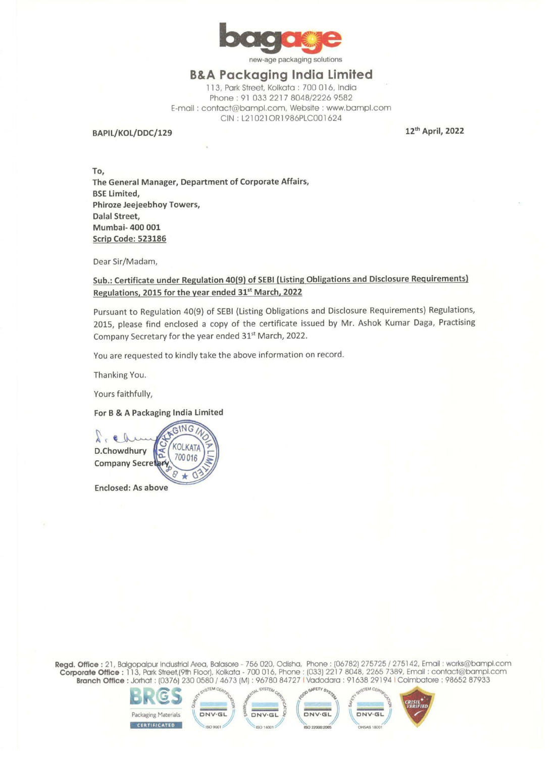bagage

new-age packaging solutions

# B&A Packaging India Limited

113, Park Street, Kolkata : 700 016, India
Phone : 91 033 2217 8048/2226 9582
E-mail : contact@bampl.com, Website : www.bampl.com
CIN : L21021OR1986PLC001624

**BAPIL/KOL/DDC/129** **12th April, 2022**

**To,**
**The General Manager, Department of Corporate Affairs,**
**BSE Limited,**
**Phiroze Jeejeebhoy Towers,**
**Dalal Street,**
**Mumbai- 400 001**
**Scrip Code: 523186**

Dear Sir/Madam,

**Sub.: Certificate under Regulation 40(9) of SEBI (Listing Obligations and Disclosure Requirements) Regulations, 2015 for the year ended 31st March, 2022**

Pursuant to Regulation 40(9) of SEBI (Listing Obligations and Disclosure Requirements) Regulations, 2015, please find enclosed a copy of the certificate issued by Mr. Ashok Kumar Daga, Practising Company Secretary for the year ended 31st March, 2022.

You are requested to kindly take the above information on record.

Thanking You.

Yours faithfully,

**For B & A Packaging India Limited**

**D.Chowdhury**
**Company Secretary**

**Enclosed: As above**

**Regd. Office :** 21, Balgopalpur Industrial Area, Balasore - 756 020, Odisha, Phone : (06782) 275725 / 275142, Email : works@bampl.com
**Corporate Office :** 113, Park Street,(9th Floor), Kolkata - 700 016, Phone : (033) 2217 8048, 2265 7389, Email : contact@bampl.com
**Branch Office :** Jorhat : (0376) 230 0580 / 4673 (M) : 96780 84727 | Vadodara : 91638 29194 | Coimbatore : 98652 87933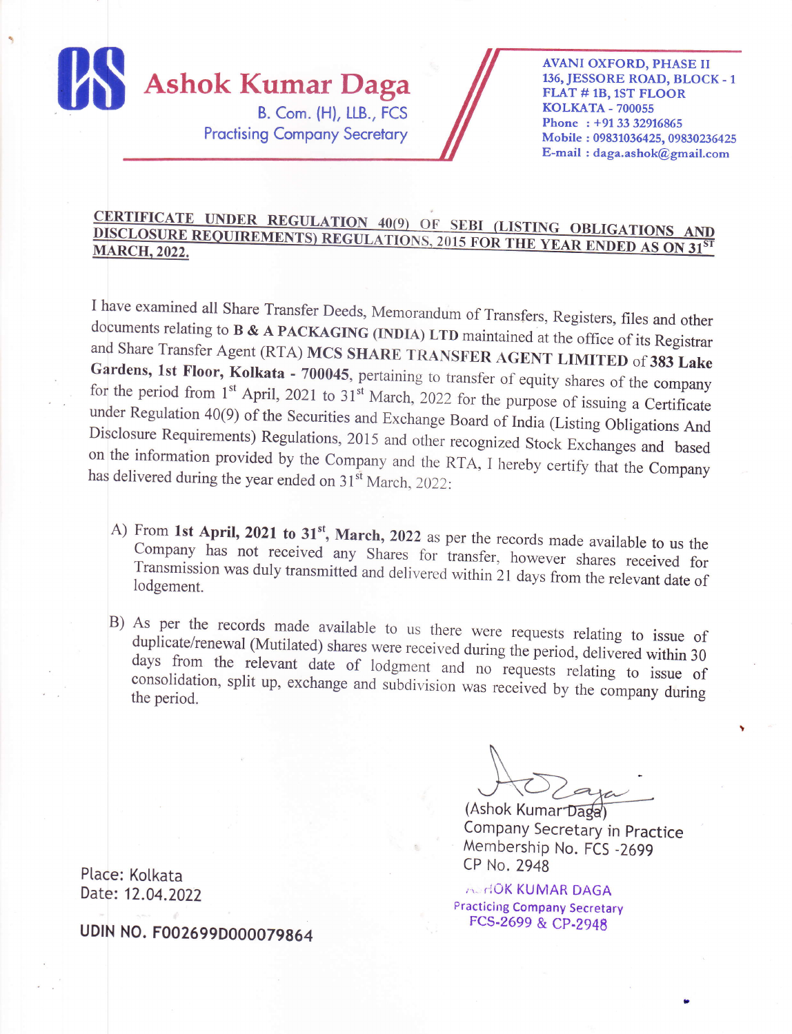# Ashok Kumar Daga

B. Com. (H), LLB., FCS
Practising Company Secretary

AVANI OXFORD, PHASE II
136, JESSORE ROAD, BLOCK - 1
FLAT # 1B, 1ST FLOOR
KOLKATA - 700055
Phone : +91 33 32916865
Mobile : 09831036425, 09830236425
E-mail : daga.ashok@gmail.com

## CERTIFICATE UNDER REGULATION 40(9) OF SEBI (LISTING OBLIGATIONS AND DISCLOSURE REQUIREMENTS) REGULATIONS, 2015 FOR THE YEAR ENDED AS ON 31ST MARCH, 2022.

I have examined all Share Transfer Deeds, Memorandum of Transfers, Registers, files and other documents relating to **B & A PACKAGING (INDIA) LTD** maintained at the office of its Registrar and Share Transfer Agent (RTA) **MCS SHARE TRANSFER AGENT LIMITED** of **383 Lake Gardens, 1st Floor, Kolkata - 700045**, pertaining to transfer of equity shares of the company for the period from 1st April, 2021 to 31st March, 2022 for the purpose of issuing a Certificate under Regulation 40(9) of the Securities and Exchange Board of India (Listing Obligations And Disclosure Requirements) Regulations, 2015 and other recognized Stock Exchanges and based on the information provided by the Company and the RTA, I hereby certify that the Company has delivered during the year ended on 31st March, 2022:

A) From **1st April, 2021 to 31st, March, 2022** as per the records made available to us the Company has not received any Shares for transfer, however shares received for Transmission was duly transmitted and delivered within 21 days from the relevant date of lodgement.

B) As per the records made available to us there were requests relating to issue of duplicate/renewal (Mutilated) shares were received during the period, delivered within 30 days from the relevant date of lodgment and no requests relating to issue of consolidation, split up, exchange and subdivision was received by the company during the period.

(Ashok Kumar Daga)
Company Secretary in Practice
Membership No. FCS -2699
CP No. 2948

ASHOK KUMAR DAGA
Practicing Company Secretary
FCS-2699 & CP-2948

Place: Kolkata
Date: 12.04.2022

UDIN NO. F002699D000079864